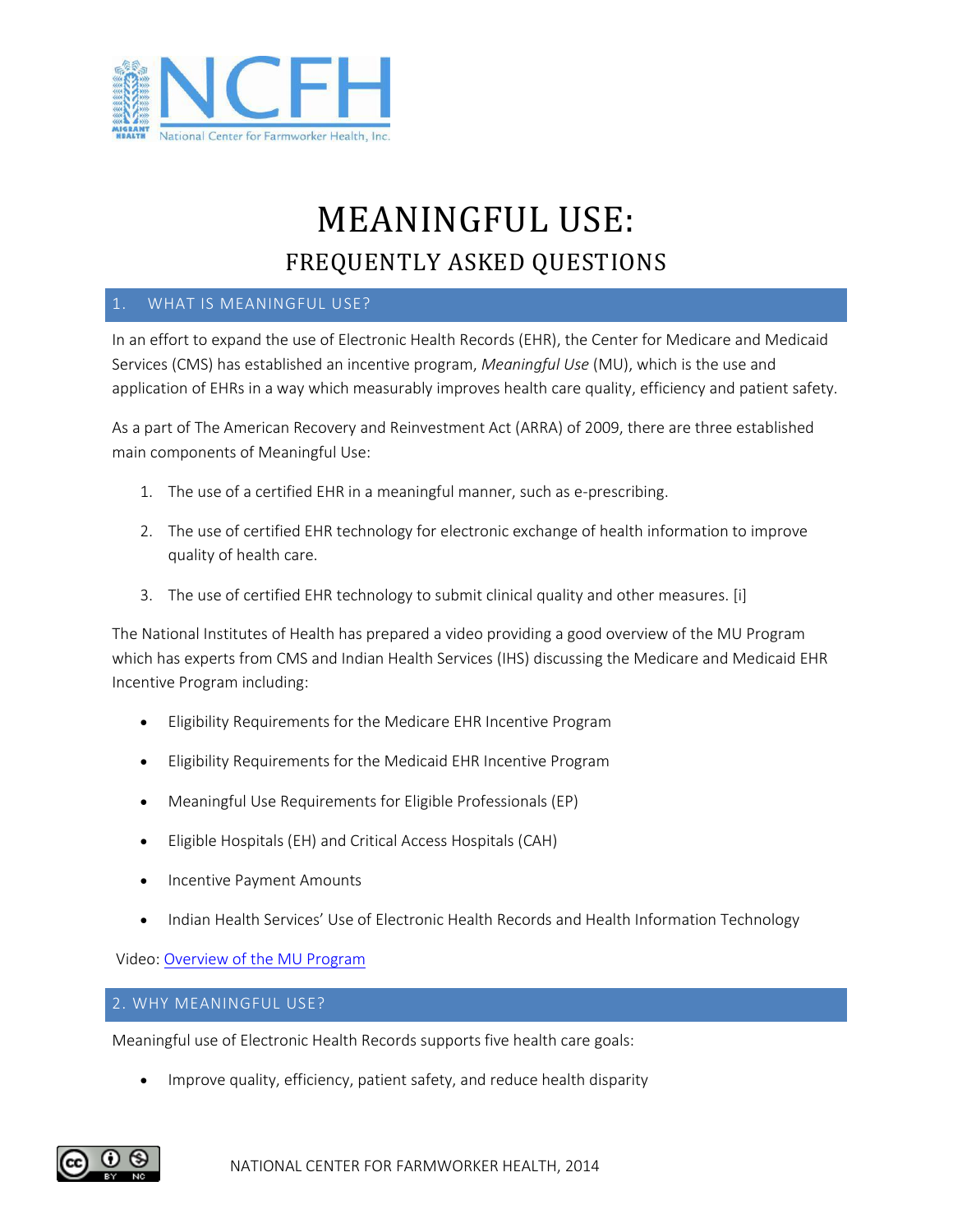# MEANINGFUL USE:

## FREQUENTLY ASKED QUESTIONS

### 1. WHAT IS MEANINGFUL USE?

In an effort to expand the use of Electronic Health Records (EHR), the Center for Medicare and Medicaid Services (CMS) has established an incentive program, *Meaningful Use* (MU), which is the use and application of EHRs in a way which measurably improves health care quality, efficiency and patient safety.

As a part of The American Recovery and Reinvestment Act (ARRA) of 2009, there are three established main components of Meaningful Use:

1. The use of a certified EHR in a meaningful manner, such as e-prescribing.
2. The use of certified EHR technology for electronic exchange of health information to improve quality of health care.
3. The use of certified EHR technology to submit clinical quality and other measures. [i]

The National Institutes of Health has prepared a video providing a good overview of the MU Program which has experts from CMS and Indian Health Services (IHS) discussing the Medicare and Medicaid EHR Incentive Program including:

- Eligibility Requirements for the Medicare EHR Incentive Program
- Eligibility Requirements for the Medicaid EHR Incentive Program
- Meaningful Use Requirements for Eligible Professionals (EP)
- Eligible Hospitals (EH) and Critical Access Hospitals (CAH)
- Incentive Payment Amounts
- Indian Health Services' Use of Electronic Health Records and Health Information Technology

Video: Overview of the MU Program

### 2. WHY MEANINGFUL USE?

Meaningful use of Electronic Health Records supports five health care goals:

- Improve quality, efficiency, patient safety, and reduce health disparity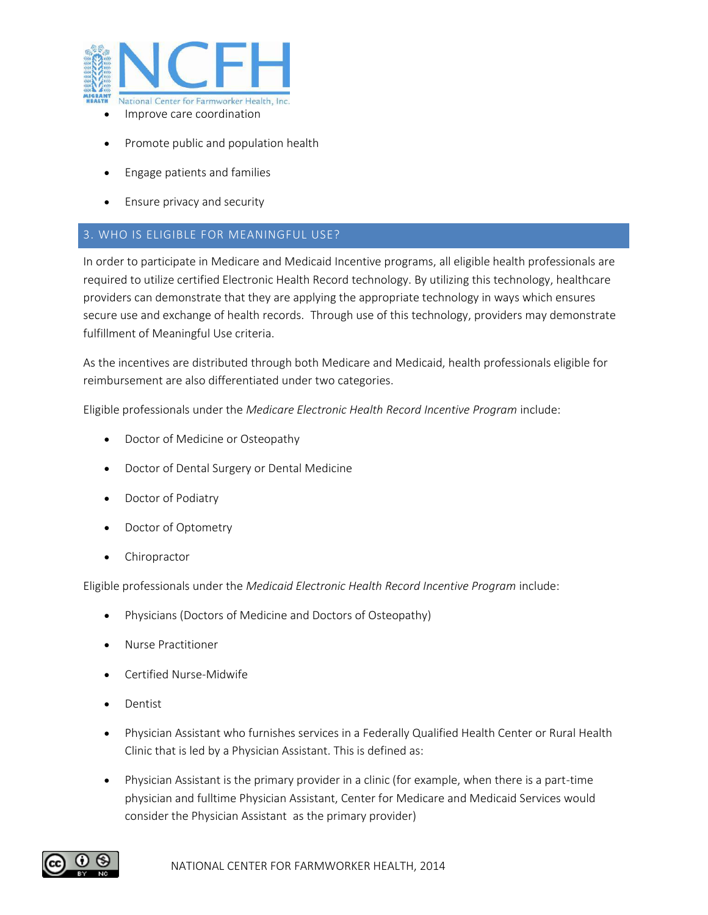- Improve care coordination
- Promote public and population health
- Engage patients and families
- Ensure privacy and security

## 3. WHO IS ELIGIBLE FOR MEANINGFUL USE?

In order to participate in Medicare and Medicaid Incentive programs, all eligible health professionals are required to utilize certified Electronic Health Record technology. By utilizing this technology, healthcare providers can demonstrate that they are applying the appropriate technology in ways which ensures secure use and exchange of health records. Through use of this technology, providers may demonstrate fulfillment of Meaningful Use criteria.

As the incentives are distributed through both Medicare and Medicaid, health professionals eligible for reimbursement are also differentiated under two categories.

Eligible professionals under the *Medicare Electronic Health Record Incentive Program* include:

- Doctor of Medicine or Osteopathy
- Doctor of Dental Surgery or Dental Medicine
- Doctor of Podiatry
- Doctor of Optometry
- Chiropractor

Eligible professionals under the *Medicaid Electronic Health Record Incentive Program* include:

- Physicians (Doctors of Medicine and Doctors of Osteopathy)
- Nurse Practitioner
- Certified Nurse-Midwife
- Dentist
- Physician Assistant who furnishes services in a Federally Qualified Health Center or Rural Health Clinic that is led by a Physician Assistant. This is defined as:
- Physician Assistant is the primary provider in a clinic (for example, when there is a part-time physician and fulltime Physician Assistant, Center for Medicare and Medicaid Services would consider the Physician Assistant as the primary provider)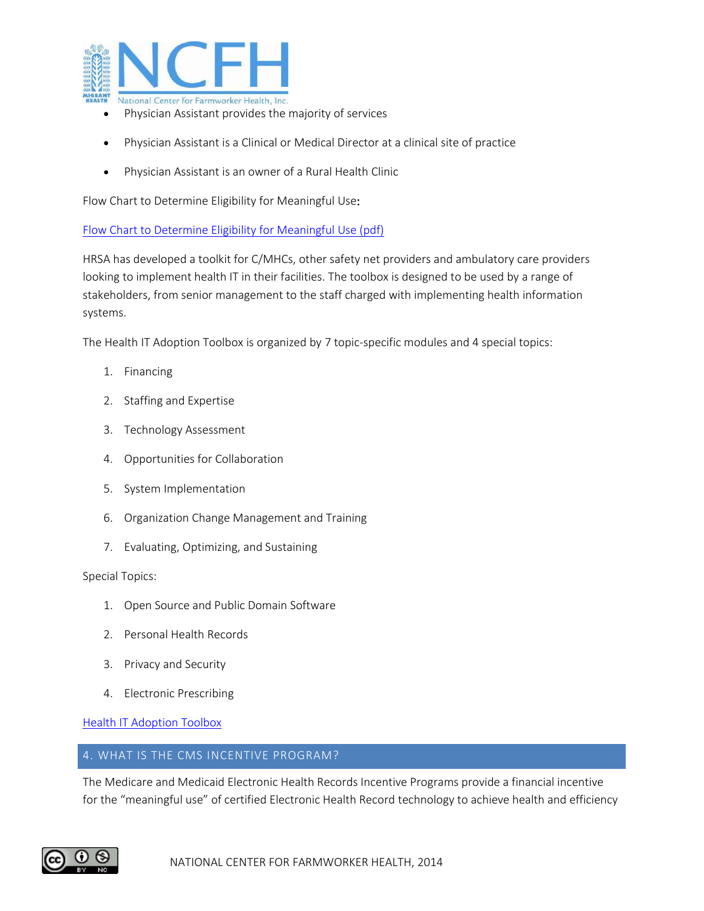- Physician Assistant provides the majority of services
- Physician Assistant is a Clinical or Medical Director at a clinical site of practice
- Physician Assistant is an owner of a Rural Health Clinic

Flow Chart to Determine Eligibility for Meaningful Use:

Flow Chart to Determine Eligibility for Meaningful Use (pdf)

HRSA has developed a toolkit for C/MHCs, other safety net providers and ambulatory care providers looking to implement health IT in their facilities. The toolbox is designed to be used by a range of stakeholders, from senior management to the staff charged with implementing health information systems.

The Health IT Adoption Toolbox is organized by 7 topic-specific modules and 4 special topics:

1. Financing
2. Staffing and Expertise
3. Technology Assessment
4. Opportunities for Collaboration
5. System Implementation
6. Organization Change Management and Training
7. Evaluating, Optimizing, and Sustaining

Special Topics:

1. Open Source and Public Domain Software
2. Personal Health Records
3. Privacy and Security
4. Electronic Prescribing

Health IT Adoption Toolbox

## 4. WHAT IS THE CMS INCENTIVE PROGRAM?

The Medicare and Medicaid Electronic Health Records Incentive Programs provide a financial incentive for the "meaningful use" of certified Electronic Health Record technology to achieve health and efficiency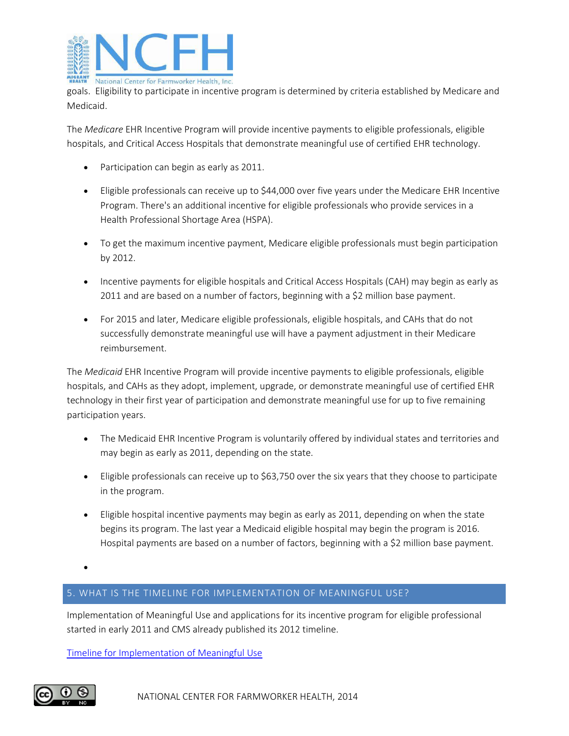goals. Eligibility to participate in incentive program is determined by criteria established by Medicare and Medicaid.

The *Medicare* EHR Incentive Program will provide incentive payments to eligible professionals, eligible hospitals, and Critical Access Hospitals that demonstrate meaningful use of certified EHR technology.

- Participation can begin as early as 2011.
- Eligible professionals can receive up to $44,000 over five years under the Medicare EHR Incentive Program. There's an additional incentive for eligible professionals who provide services in a Health Professional Shortage Area (HSPA).
- To get the maximum incentive payment, Medicare eligible professionals must begin participation by 2012.
- Incentive payments for eligible hospitals and Critical Access Hospitals (CAH) may begin as early as 2011 and are based on a number of factors, beginning with a $2 million base payment.
- For 2015 and later, Medicare eligible professionals, eligible hospitals, and CAHs that do not successfully demonstrate meaningful use will have a payment adjustment in their Medicare reimbursement.

The *Medicaid* EHR Incentive Program will provide incentive payments to eligible professionals, eligible hospitals, and CAHs as they adopt, implement, upgrade, or demonstrate meaningful use of certified EHR technology in their first year of participation and demonstrate meaningful use for up to five remaining participation years.

- The Medicaid EHR Incentive Program is voluntarily offered by individual states and territories and may begin as early as 2011, depending on the state.
- Eligible professionals can receive up to $63,750 over the six years that they choose to participate in the program.
- Eligible hospital incentive payments may begin as early as 2011, depending on when the state begins its program. The last year a Medicaid eligible hospital may begin the program is 2016. Hospital payments are based on a number of factors, beginning with a $2 million base payment.

## 5. WHAT IS THE TIMELINE FOR IMPLEMENTATION OF MEANINGFUL USE?

Implementation of Meaningful Use and applications for its incentive program for eligible professional started in early 2011 and CMS already published its 2012 timeline.

Timeline for Implementation of Meaningful Use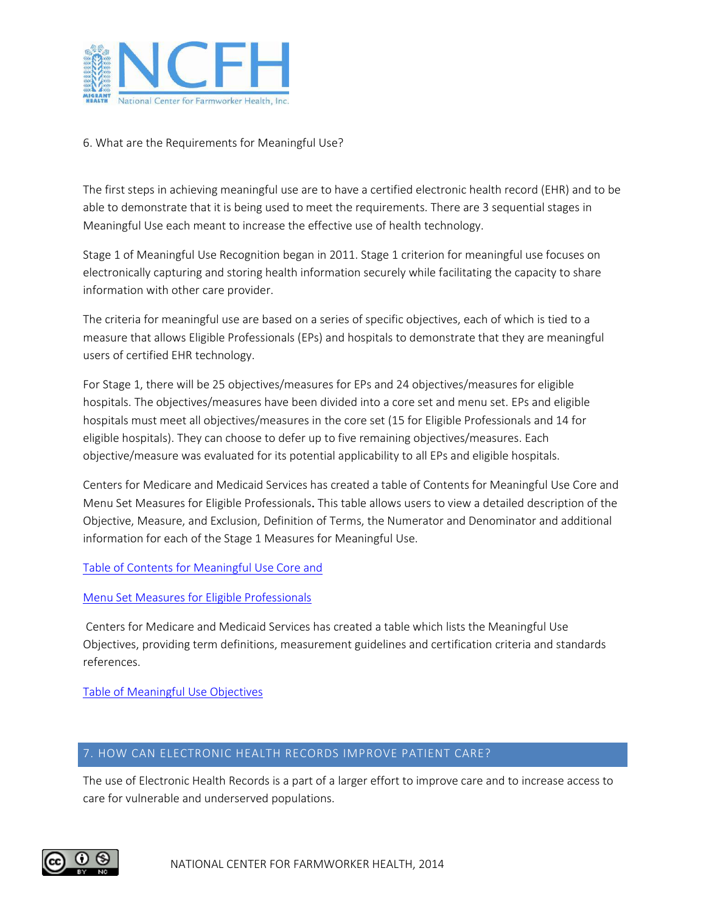6. What are the Requirements for Meaningful Use?

The first steps in achieving meaningful use are to have a certified electronic health record (EHR) and to be able to demonstrate that it is being used to meet the requirements. There are 3 sequential stages in Meaningful Use each meant to increase the effective use of health technology.

Stage 1 of Meaningful Use Recognition began in 2011. Stage 1 criterion for meaningful use focuses on electronically capturing and storing health information securely while facilitating the capacity to share information with other care provider.

The criteria for meaningful use are based on a series of specific objectives, each of which is tied to a measure that allows Eligible Professionals (EPs) and hospitals to demonstrate that they are meaningful users of certified EHR technology.

For Stage 1, there will be 25 objectives/measures for EPs and 24 objectives/measures for eligible hospitals. The objectives/measures have been divided into a core set and menu set. EPs and eligible hospitals must meet all objectives/measures in the core set (15 for Eligible Professionals and 14 for eligible hospitals). They can choose to defer up to five remaining objectives/measures. Each objective/measure was evaluated for its potential applicability to all EPs and eligible hospitals.

Centers for Medicare and Medicaid Services has created a table of Contents for Meaningful Use Core and Menu Set Measures for Eligible Professionals**.** This table allows users to view a detailed description of the Objective, Measure, and Exclusion, Definition of Terms, the Numerator and Denominator and additional information for each of the Stage 1 Measures for Meaningful Use.

Table of Contents for Meaningful Use Core and

Menu Set Measures for Eligible Professionals

Centers for Medicare and Medicaid Services has created a table which lists the Meaningful Use Objectives, providing term definitions, measurement guidelines and certification criteria and standards references.

Table of Meaningful Use Objectives

## 7. HOW CAN ELECTRONIC HEALTH RECORDS IMPROVE PATIENT CARE?

The use of Electronic Health Records is a part of a larger effort to improve care and to increase access to care for vulnerable and underserved populations.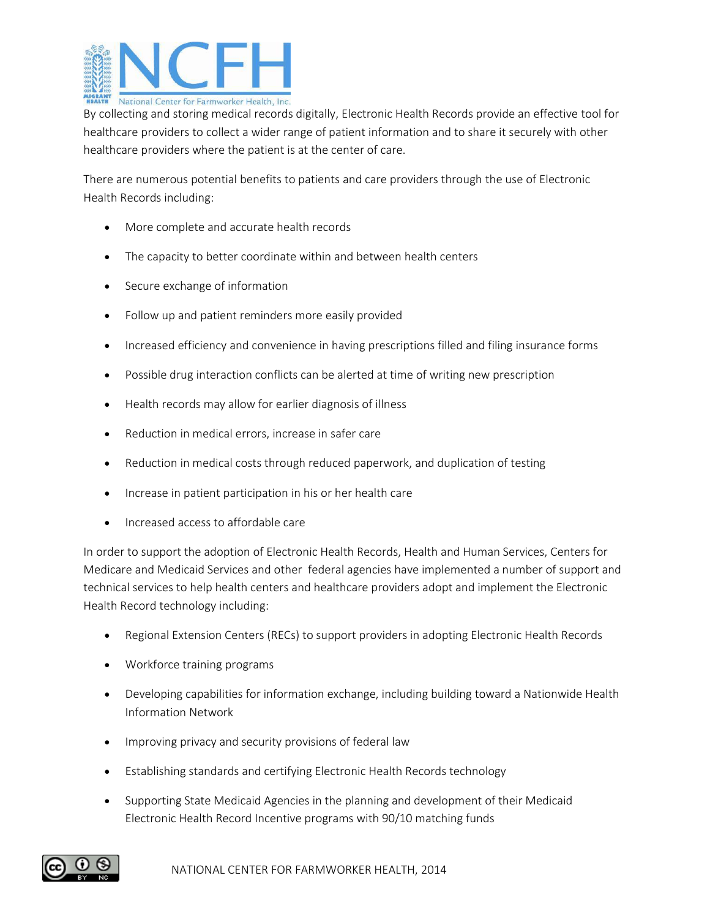By collecting and storing medical records digitally, Electronic Health Records provide an effective tool for healthcare providers to collect a wider range of patient information and to share it securely with other healthcare providers where the patient is at the center of care.

There are numerous potential benefits to patients and care providers through the use of Electronic Health Records including:

- More complete and accurate health records
- The capacity to better coordinate within and between health centers
- Secure exchange of information
- Follow up and patient reminders more easily provided
- Increased efficiency and convenience in having prescriptions filled and filing insurance forms
- Possible drug interaction conflicts can be alerted at time of writing new prescription
- Health records may allow for earlier diagnosis of illness
- Reduction in medical errors, increase in safer care
- Reduction in medical costs through reduced paperwork, and duplication of testing
- Increase in patient participation in his or her health care
- Increased access to affordable care

In order to support the adoption of Electronic Health Records, Health and Human Services, Centers for Medicare and Medicaid Services and other federal agencies have implemented a number of support and technical services to help health centers and healthcare providers adopt and implement the Electronic Health Record technology including:

- Regional Extension Centers (RECs) to support providers in adopting Electronic Health Records
- Workforce training programs
- Developing capabilities for information exchange, including building toward a Nationwide Health Information Network
- Improving privacy and security provisions of federal law
- Establishing standards and certifying Electronic Health Records technology
- Supporting State Medicaid Agencies in the planning and development of their Medicaid Electronic Health Record Incentive programs with 90/10 matching funds